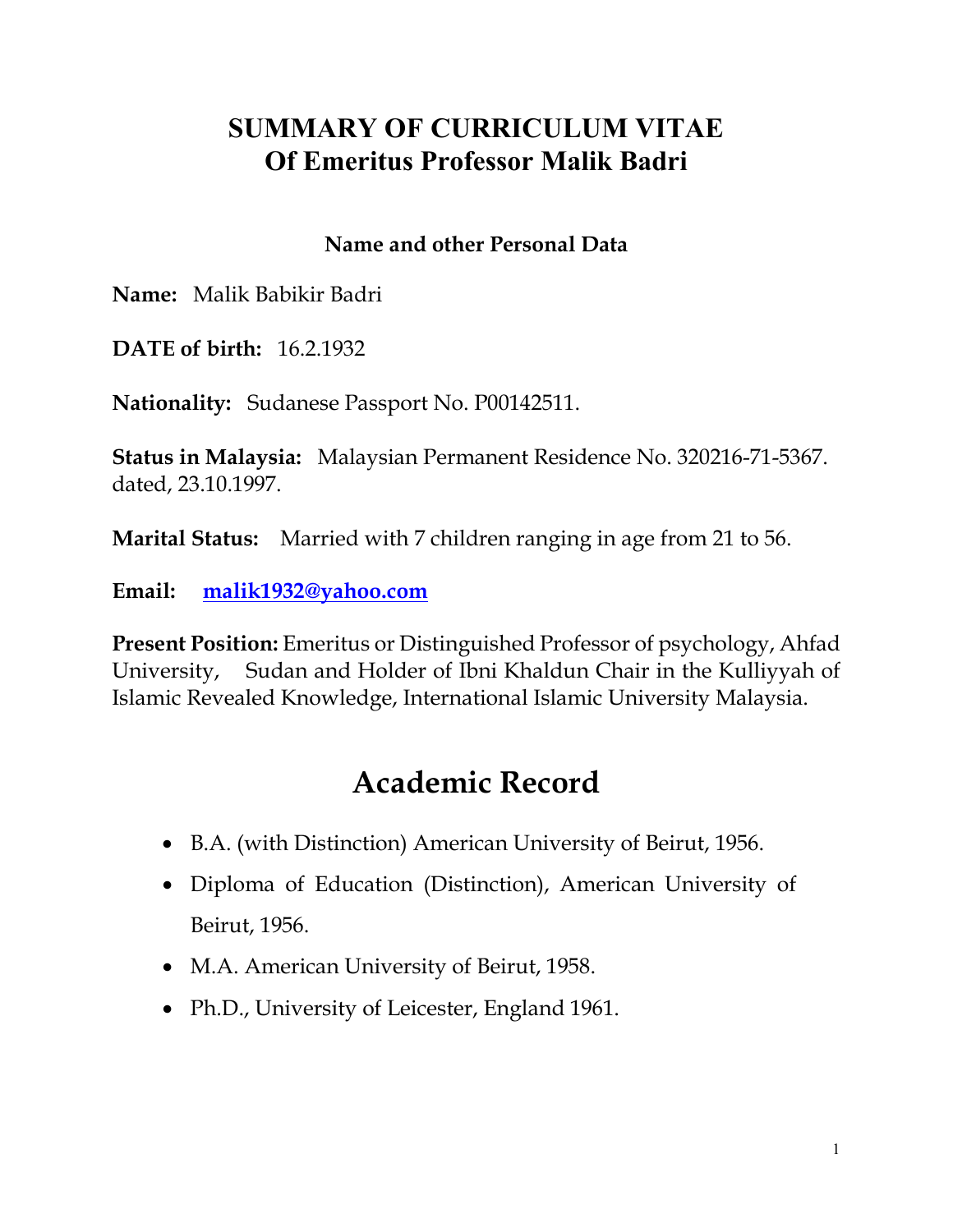# SUMMARY OF CURRICULUM VITAE
# Of Emeritus Professor Malik Badri

### Name and other Personal Data

**Name:** Malik Babikir Badri

**DATE of birth:** 16.2.1932

**Nationality:** Sudanese Passport No. P00142511.

**Status in Malaysia:** Malaysian Permanent Residence No. 320216-71-5367. dated, 23.10.1997.

**Marital Status:** Married with 7 children ranging in age from 21 to 56.

**Email:** **malik1932@yahoo.com**

**Present Position:** Emeritus or Distinguished Professor of psychology, Ahfad University, Sudan and Holder of Ibni Khaldun Chair in the Kulliyyah of Islamic Revealed Knowledge, International Islamic University Malaysia.

## Academic Record

- B.A. (with Distinction) American University of Beirut, 1956.
- Diploma of Education (Distinction), American University of Beirut, 1956.
- M.A. American University of Beirut, 1958.
- Ph.D., University of Leicester, England 1961.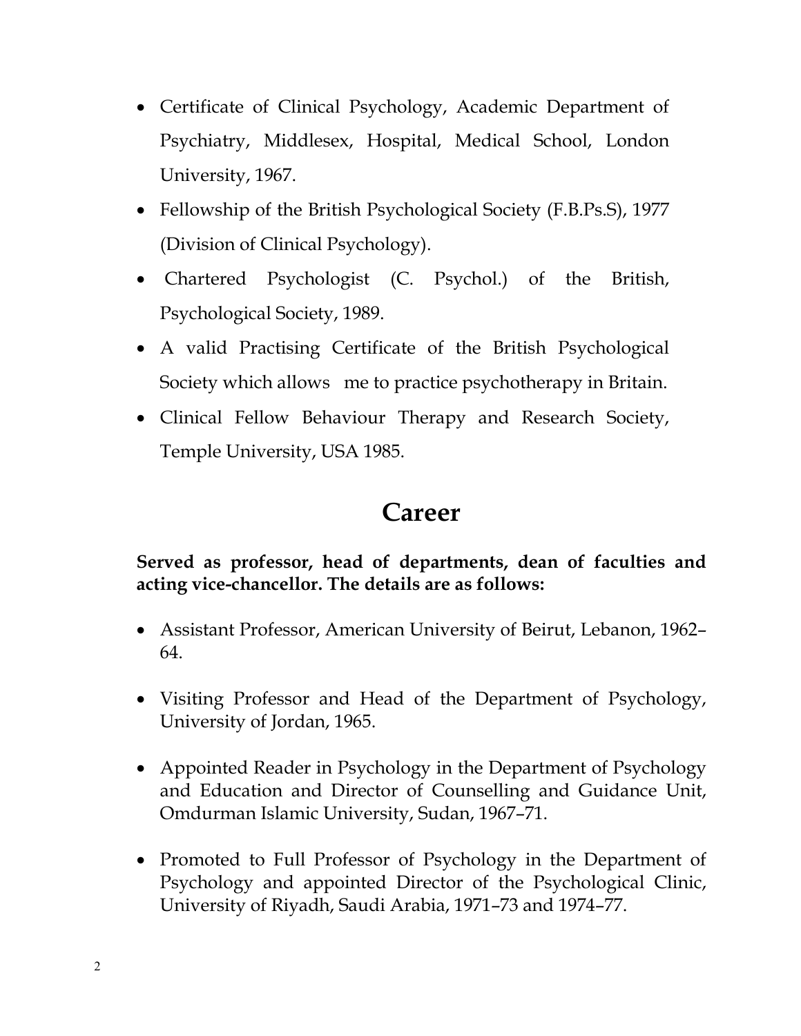- Certificate of Clinical Psychology, Academic Department of Psychiatry, Middlesex, Hospital, Medical School, London University, 1967.
- Fellowship of the British Psychological Society (F.B.Ps.S), 1977 (Division of Clinical Psychology).
- Chartered Psychologist (C. Psychol.) of the British, Psychological Society, 1989.
- A valid Practising Certificate of the British Psychological Society which allows me to practice psychotherapy in Britain.
- Clinical Fellow Behaviour Therapy and Research Society, Temple University, USA 1985.

# Career

**Served as professor, head of departments, dean of faculties and acting vice-chancellor. The details are as follows:**

- Assistant Professor, American University of Beirut, Lebanon, 1962–64.

- Visiting Professor and Head of the Department of Psychology, University of Jordan, 1965.

- Appointed Reader in Psychology in the Department of Psychology and Education and Director of Counselling and Guidance Unit, Omdurman Islamic University, Sudan, 1967–71.

- Promoted to Full Professor of Psychology in the Department of Psychology and appointed Director of the Psychological Clinic, University of Riyadh, Saudi Arabia, 1971–73 and 1974–77.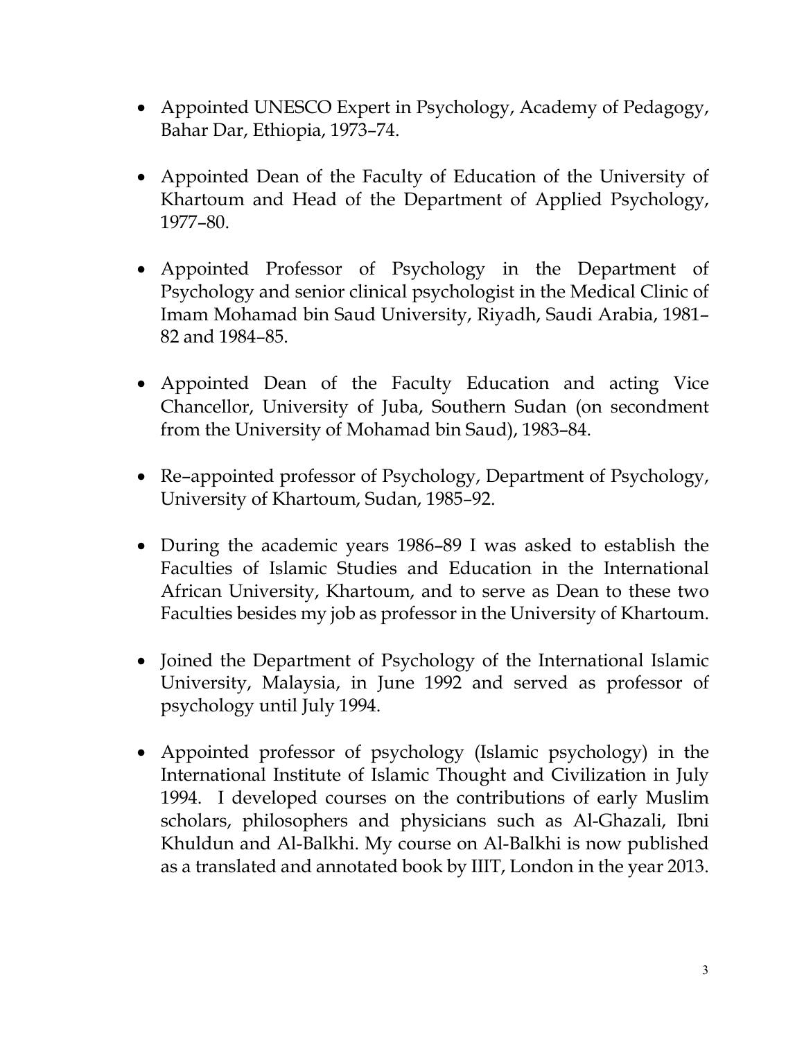- Appointed UNESCO Expert in Psychology, Academy of Pedagogy, Bahar Dar, Ethiopia, 1973–74.

- Appointed Dean of the Faculty of Education of the University of Khartoum and Head of the Department of Applied Psychology, 1977–80.

- Appointed Professor of Psychology in the Department of Psychology and senior clinical psychologist in the Medical Clinic of Imam Mohamad bin Saud University, Riyadh, Saudi Arabia, 1981–82 and 1984–85.

- Appointed Dean of the Faculty Education and acting Vice Chancellor, University of Juba, Southern Sudan (on secondment from the University of Mohamad bin Saud), 1983–84.

- Re–appointed professor of Psychology, Department of Psychology, University of Khartoum, Sudan, 1985–92.

- During the academic years 1986–89 I was asked to establish the Faculties of Islamic Studies and Education in the International African University, Khartoum, and to serve as Dean to these two Faculties besides my job as professor in the University of Khartoum.

- Joined the Department of Psychology of the International Islamic University, Malaysia, in June 1992 and served as professor of psychology until July 1994.

- Appointed professor of psychology (Islamic psychology) in the International Institute of Islamic Thought and Civilization in July 1994. I developed courses on the contributions of early Muslim scholars, philosophers and physicians such as Al-Ghazali, Ibni Khuldun and Al-Balkhi. My course on Al-Balkhi is now published as a translated and annotated book by IIIT, London in the year 2013.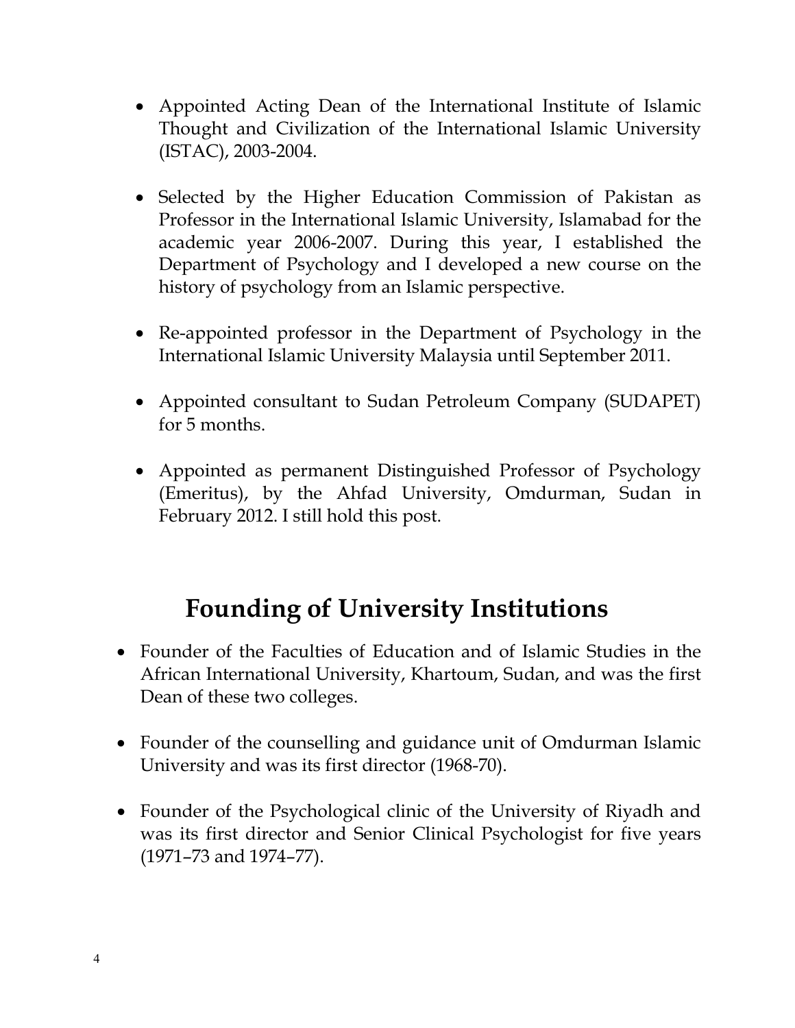- Appointed Acting Dean of the International Institute of Islamic Thought and Civilization of the International Islamic University (ISTAC), 2003-2004.

- Selected by the Higher Education Commission of Pakistan as Professor in the International Islamic University, Islamabad for the academic year 2006-2007. During this year, I established the Department of Psychology and I developed a new course on the history of psychology from an Islamic perspective.

- Re-appointed professor in the Department of Psychology in the International Islamic University Malaysia until September 2011.

- Appointed consultant to Sudan Petroleum Company (SUDAPET) for 5 months.

- Appointed as permanent Distinguished Professor of Psychology (Emeritus), by the Ahfad University, Omdurman, Sudan in February 2012. I still hold this post.

## Founding of University Institutions

- Founder of the Faculties of Education and of Islamic Studies in the African International University, Khartoum, Sudan, and was the first Dean of these two colleges.

- Founder of the counselling and guidance unit of Omdurman Islamic University and was its first director (1968-70).

- Founder of the Psychological clinic of the University of Riyadh and was its first director and Senior Clinical Psychologist for five years (1971–73 and 1974–77).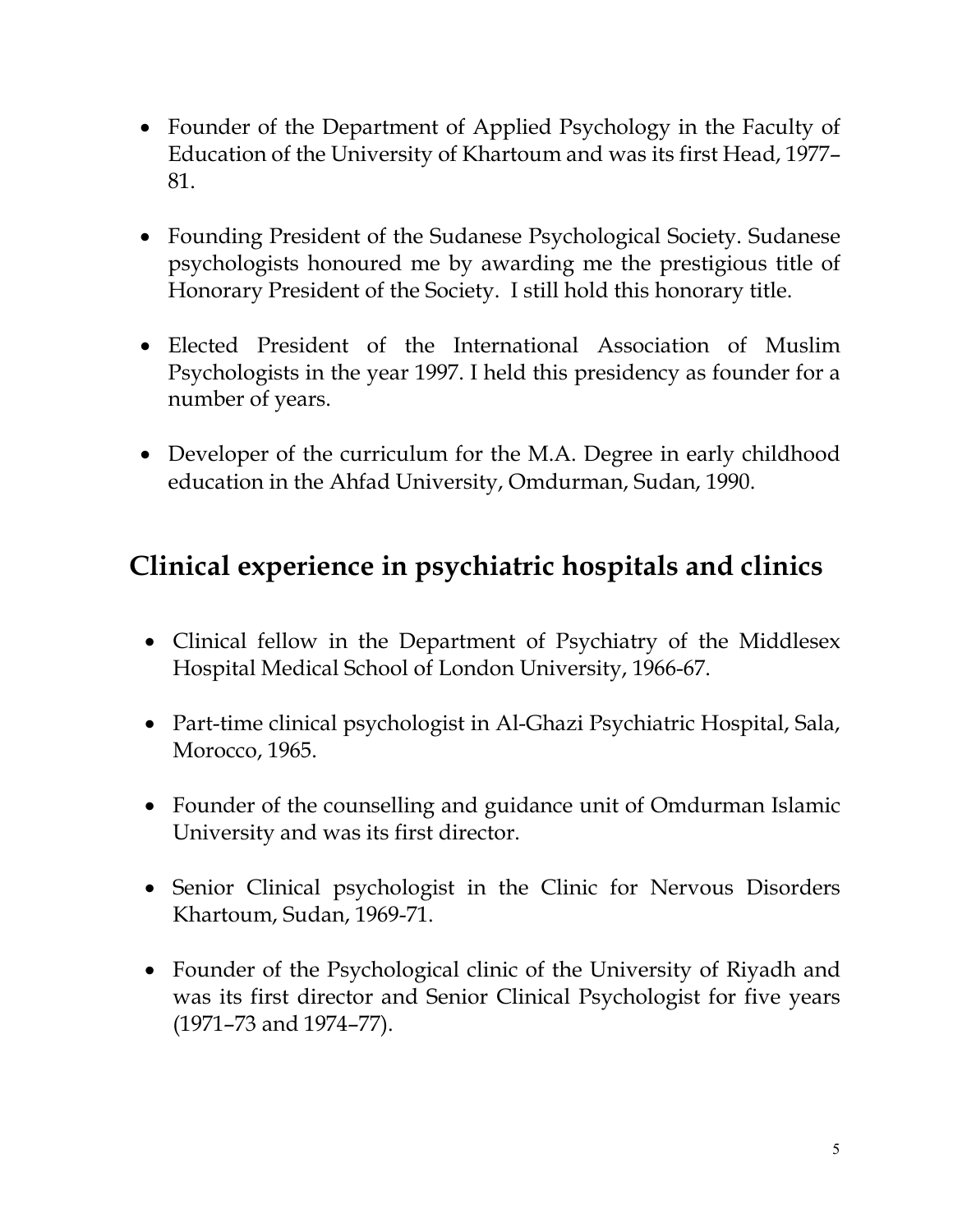- Founder of the Department of Applied Psychology in the Faculty of Education of the University of Khartoum and was its first Head, 1977–81.
- Founding President of the Sudanese Psychological Society. Sudanese psychologists honoured me by awarding me the prestigious title of Honorary President of the Society. I still hold this honorary title.
- Elected President of the International Association of Muslim Psychologists in the year 1997. I held this presidency as founder for a number of years.
- Developer of the curriculum for the M.A. Degree in early childhood education in the Ahfad University, Omdurman, Sudan, 1990.

## Clinical experience in psychiatric hospitals and clinics

- Clinical fellow in the Department of Psychiatry of the Middlesex Hospital Medical School of London University, 1966-67.
- Part-time clinical psychologist in Al-Ghazi Psychiatric Hospital, Sala, Morocco, 1965.
- Founder of the counselling and guidance unit of Omdurman Islamic University and was its first director.
- Senior Clinical psychologist in the Clinic for Nervous Disorders Khartoum, Sudan, 1969-71.
- Founder of the Psychological clinic of the University of Riyadh and was its first director and Senior Clinical Psychologist for five years (1971–73 and 1974–77).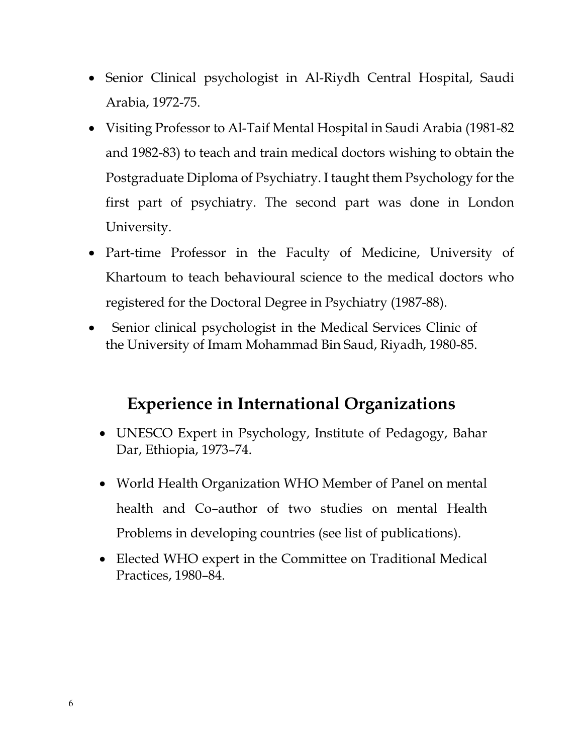- Senior Clinical psychologist in Al-Riydh Central Hospital, Saudi Arabia, 1972-75.
- Visiting Professor to Al-Taif Mental Hospital in Saudi Arabia (1981-82 and 1982-83) to teach and train medical doctors wishing to obtain the Postgraduate Diploma of Psychiatry. I taught them Psychology for the first part of psychiatry. The second part was done in London University.
- Part-time Professor in the Faculty of Medicine, University of Khartoum to teach behavioural science to the medical doctors who registered for the Doctoral Degree in Psychiatry (1987-88).
- Senior clinical psychologist in the Medical Services Clinic of the University of Imam Mohammad Bin Saud, Riyadh, 1980-85.

## Experience in International Organizations

- UNESCO Expert in Psychology, Institute of Pedagogy, Bahar Dar, Ethiopia, 1973–74.
- World Health Organization WHO Member of Panel on mental health and Co–author of two studies on mental Health Problems in developing countries (see list of publications).
- Elected WHO expert in the Committee on Traditional Medical Practices, 1980–84.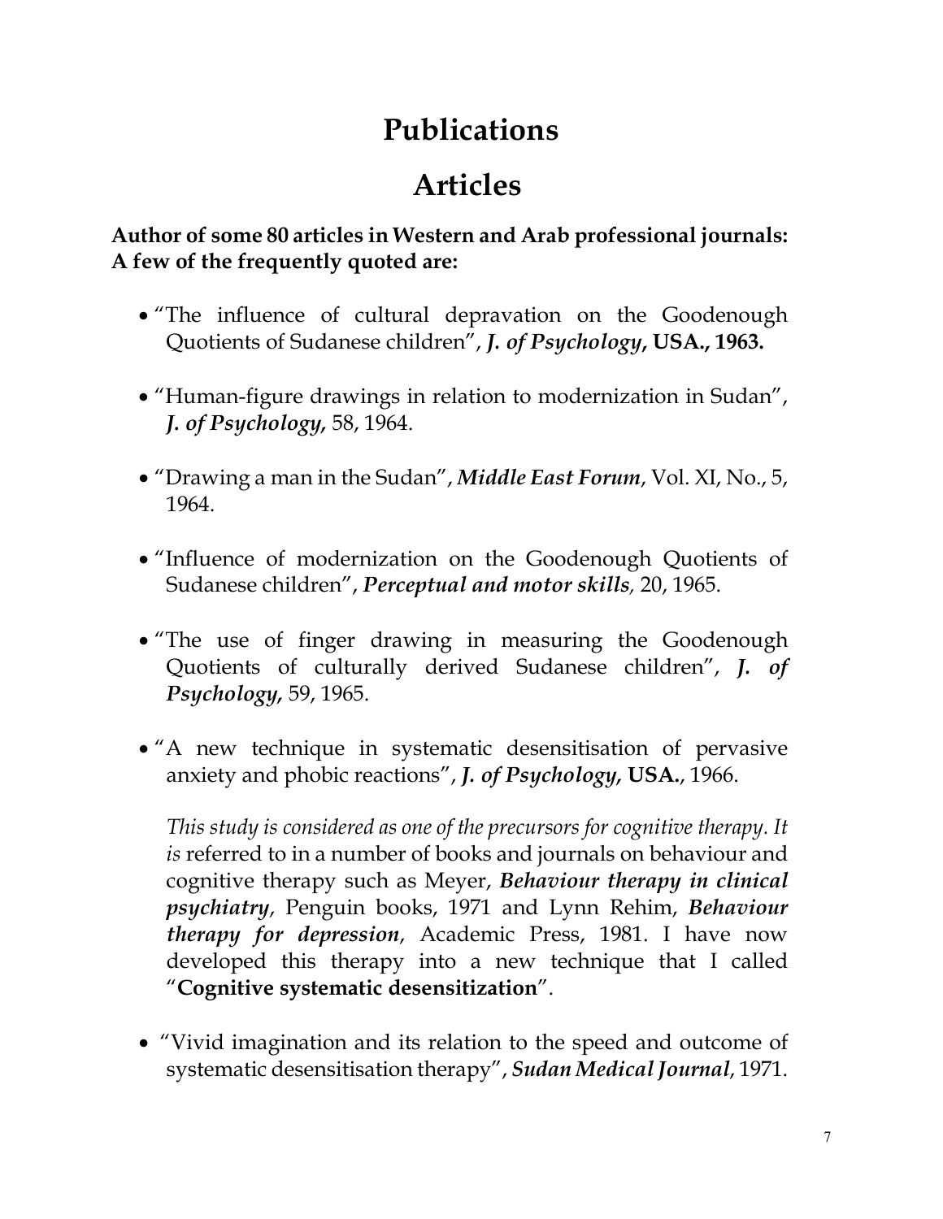# Publications

## Articles

**Author of some 80 articles in Western and Arab professional journals: A few of the frequently quoted are:**

- "The influence of cultural depravation on the Goodenough Quotients of Sudanese children", ***J. of Psychology*, USA., 1963.**
- "Human-figure drawings in relation to modernization in Sudan", ***J. of Psychology*,** 58, 1964.
- "Drawing a man in the Sudan", ***Middle East Forum***, Vol. XI, No., 5, 1964.
- "Influence of modernization on the Goodenough Quotients of Sudanese children", ***Perceptual and motor skills***, 20, 1965.
- "The use of finger drawing in measuring the Goodenough Quotients of culturally derived Sudanese children", ***J. of Psychology*,** 59, 1965.
- "A new technique in systematic desensitisation of pervasive anxiety and phobic reactions", ***J. of Psychology*, USA.**, 1966.

  *This study is considered as one of the precursors for cognitive therapy. It is* referred to in a number of books and journals on behaviour and cognitive therapy such as Meyer, ***Behaviour therapy in clinical psychiatry***, Penguin books, 1971 and Lynn Rehim, ***Behaviour therapy for depression***, Academic Press, 1981. I have now developed this therapy into a new technique that I called "**Cognitive systematic desensitization**".

- "Vivid imagination and its relation to the speed and outcome of systematic desensitisation therapy", ***Sudan Medical Journal***, 1971.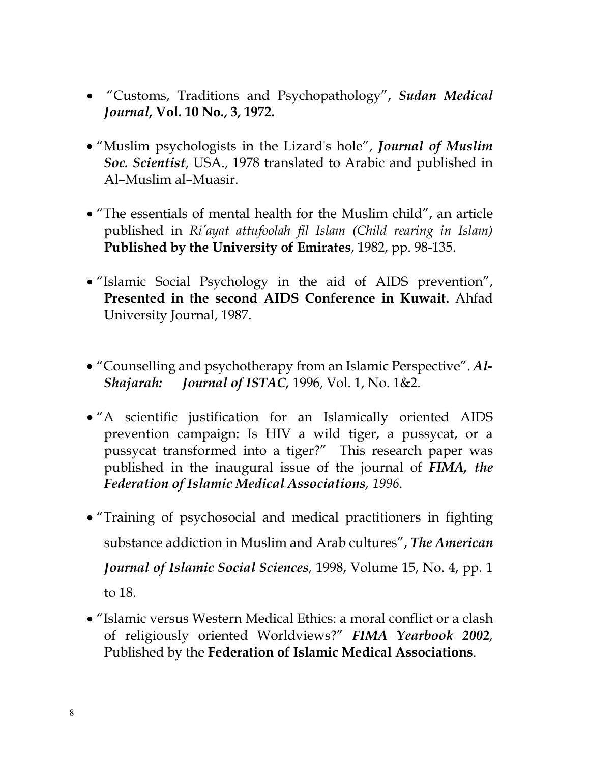- "Customs, Traditions and Psychopathology", ***Sudan Medical Journal*, Vol. 10 No., 3, 1972.**

- "Muslim psychologists in the Lizard's hole", ***Journal of Muslim Soc. Scientist***, USA., 1978 translated to Arabic and published in Al–Muslim al–Muasir.

- "The essentials of mental health for the Muslim child", an article published in *Ri'ayat attufoolah fil Islam (Child rearing in Islam)* **Published by the University of Emirates**, 1982, pp. 98-135.

- "Islamic Social Psychology in the aid of AIDS prevention", **Presented in the second AIDS Conference in Kuwait.** Ahfad University Journal, 1987.

- "Counselling and psychotherapy from an Islamic Perspective". ***Al-Shajarah: Journal of ISTAC*,** 1996, Vol. 1, No. 1&2.

- "A scientific justification for an Islamically oriented AIDS prevention campaign: Is HIV a wild tiger, a pussycat, or a pussycat transformed into a tiger?" This research paper was published in the inaugural issue of the journal of ***FIMA, the Federation of Islamic Medical Associations****, 1996.*

- "Training of psychosocial and medical practitioners in fighting substance addiction in Muslim and Arab cultures", ***The American Journal of Islamic Social Sciences****,* 1998, Volume 15, No. 4, pp. 1 to 18.

- "Islamic versus Western Medical Ethics: a moral conflict or a clash of religiously oriented Worldviews?" ***FIMA Yearbook 2002****,* Published by the **Federation of Islamic Medical Associations**.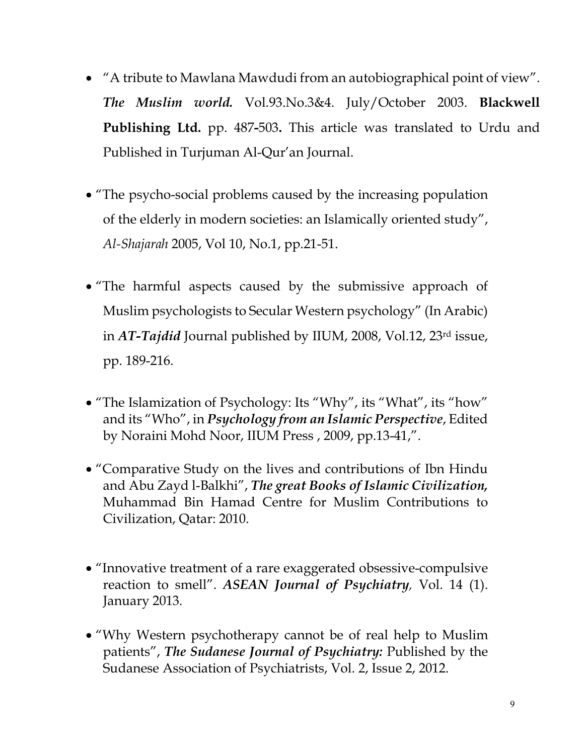- "A tribute to Mawlana Mawdudi from an autobiographical point of view". ***The Muslim world.*** Vol.93.No.3&4. July/October 2003. **Blackwell Publishing Ltd.** pp. 487-503**.** This article was translated to Urdu and Published in Turjuman Al-Qur'an Journal.

- "The psycho-social problems caused by the increasing population of the elderly in modern societies: an Islamically oriented study", *Al-Shajarah* 2005, Vol 10, No.1, pp.21-51.

- "The harmful aspects caused by the submissive approach of Muslim psychologists to Secular Western psychology" (In Arabic) in ***AT-Tajdid*** Journal published by IIUM, 2008, Vol.12, 23rd issue, pp. 189-216.

- "The Islamization of Psychology: Its "Why", its "What", its "how" and its "Who", in ***Psychology from an Islamic Perspective***, Edited by Noraini Mohd Noor, IIUM Press , 2009, pp.13-41,".

- "Comparative Study on the lives and contributions of Ibn Hindu and Abu Zayd l-Balkhi", ***The great Books of Islamic Civilization,*** Muhammad Bin Hamad Centre for Muslim Contributions to Civilization, Qatar: 2010.

- "Innovative treatment of a rare exaggerated obsessive-compulsive reaction to smell". ***ASEAN Journal of Psychiatry****,* Vol. 14 (1). January 2013.

- "Why Western psychotherapy cannot be of real help to Muslim patients", ***The Sudanese Journal of Psychiatry:*** Published by the Sudanese Association of Psychiatrists, Vol. 2, Issue 2, 2012.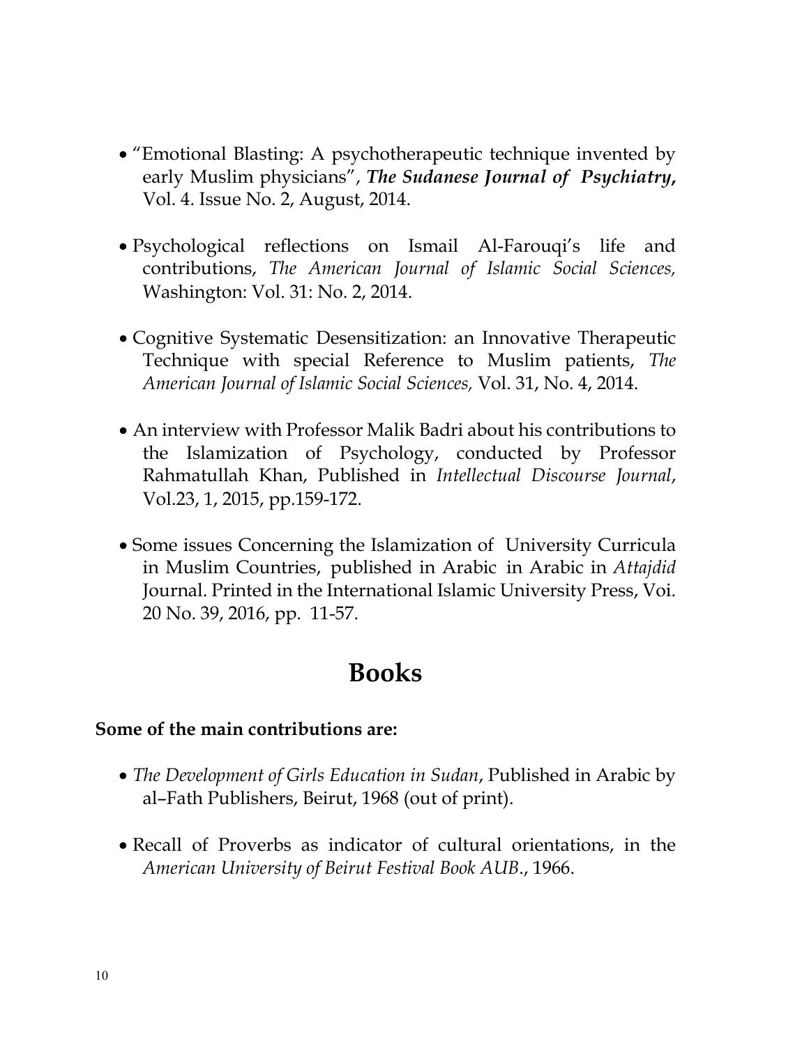- "Emotional Blasting: A psychotherapeutic technique invented by early Muslim physicians", ***The Sudanese Journal of Psychiatry***, Vol. 4. Issue No. 2, August, 2014.

- Psychological reflections on Ismail Al-Farouqi's life and contributions, *The American Journal of Islamic Social Sciences,* Washington: Vol. 31: No. 2, 2014.

- Cognitive Systematic Desensitization: an Innovative Therapeutic Technique with special Reference to Muslim patients, *The American Journal of Islamic Social Sciences,* Vol. 31, No. 4, 2014.

- An interview with Professor Malik Badri about his contributions to the Islamization of Psychology, conducted by Professor Rahmatullah Khan, Published in *Intellectual Discourse Journal*, Vol.23, 1, 2015, pp.159-172.

- Some issues Concerning the Islamization of University Curricula in Muslim Countries, published in Arabic in Arabic in *Attajdid* Journal. Printed in the International Islamic University Press, Voi. 20 No. 39, 2016, pp. 11-57.

# Books

**Some of the main contributions are:**

- *The Development of Girls Education in Sudan*, Published in Arabic by al–Fath Publishers, Beirut, 1968 (out of print).

- Recall of Proverbs as indicator of cultural orientations, in the *American University of Beirut Festival Book AUB*., 1966.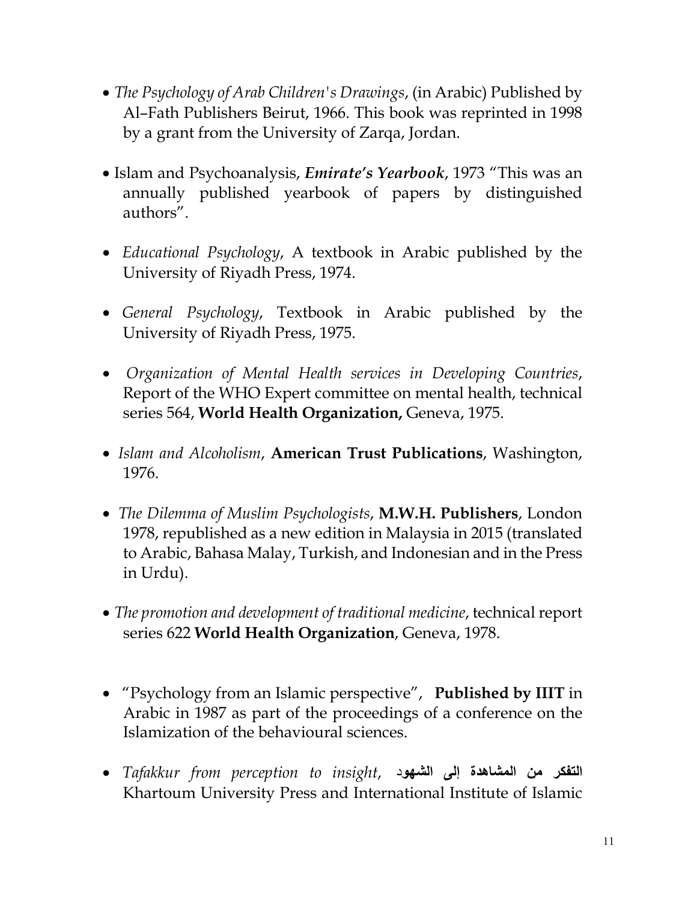- *The Psychology of Arab Children's Drawings*, (in Arabic) Published by Al–Fath Publishers Beirut, 1966. This book was reprinted in 1998 by a grant from the University of Zarqa, Jordan.

- Islam and Psychoanalysis, ***Emirate's Yearbook***, 1973 "This was an annually published yearbook of papers by distinguished authors".

- *Educational Psychology*, A textbook in Arabic published by the University of Riyadh Press, 1974.

- *General Psychology*, Textbook in Arabic published by the University of Riyadh Press, 1975.

- *Organization of Mental Health services in Developing Countries*, Report of the WHO Expert committee on mental health, technical series 564, **World Health Organization,** Geneva, 1975.

- *Islam and Alcoholism*, **American Trust Publications**, Washington, 1976.

- *The Dilemma of Muslim Psychologists*, **M.W.H. Publishers**, London 1978, republished as a new edition in Malaysia in 2015 (translated to Arabic, Bahasa Malay, Turkish, and Indonesian and in the Press in Urdu).

- *The promotion and development of traditional medicine*, technical report series 622 **World Health Organization**, Geneva, 1978.

- "Psychology from an Islamic perspective", **Published by IIIT** in Arabic in 1987 as part of the proceedings of a conference on the Islamization of the behavioural sciences.

- *Tafakkur from perception to insight*, **التفكر من المشاهدة إلى الشهود** Khartoum University Press and International Institute of Islamic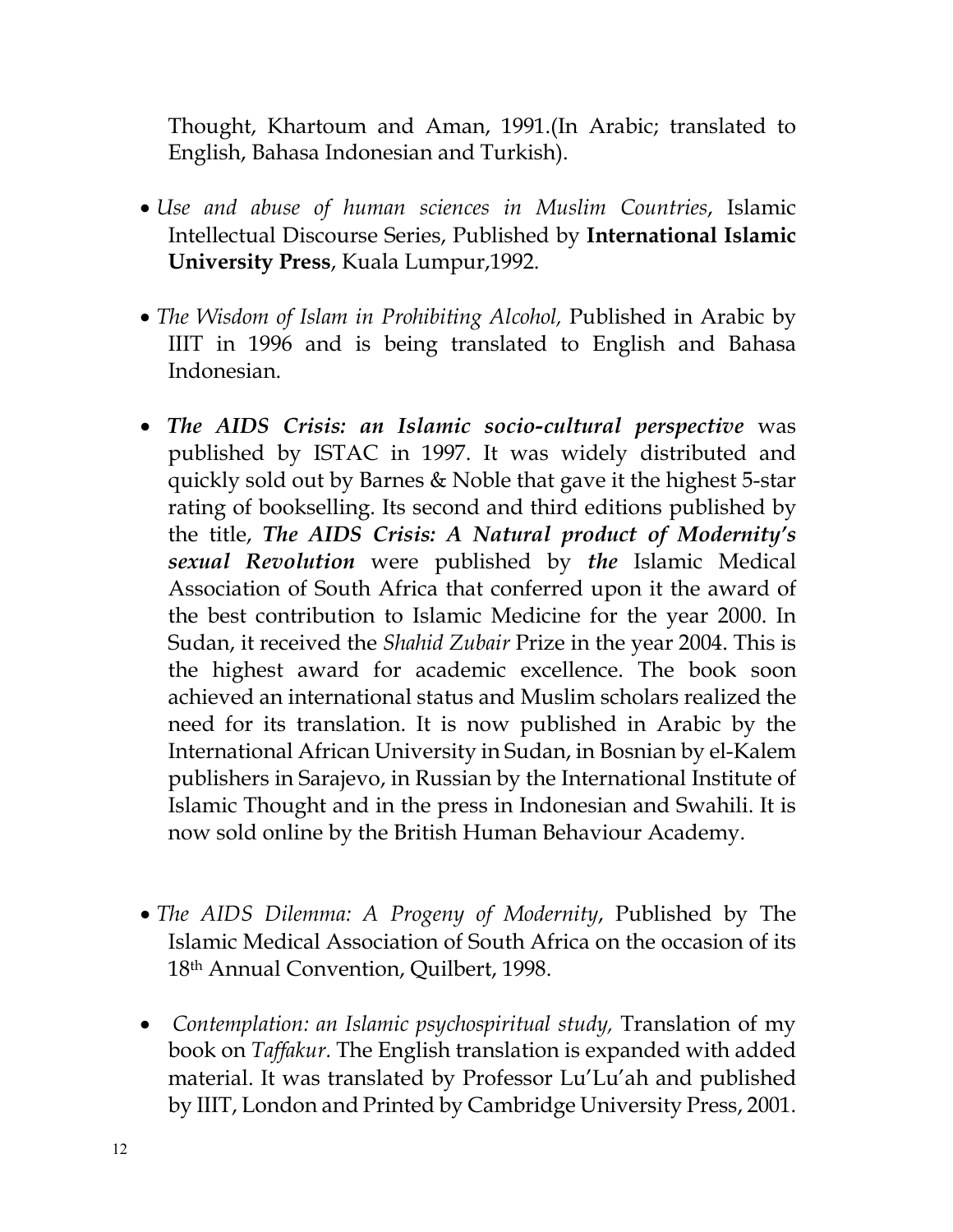Thought, Khartoum and Aman, 1991.(In Arabic; translated to English, Bahasa Indonesian and Turkish).

- *Use and abuse of human sciences in Muslim Countries*, Islamic Intellectual Discourse Series, Published by **International Islamic University Press**, Kuala Lumpur,1992.

- *The Wisdom of Islam in Prohibiting Alcohol,* Published in Arabic by IIIT in 1996 and is being translated to English and Bahasa Indonesian.

- ***The AIDS Crisis: an Islamic socio-cultural perspective*** was published by ISTAC in 1997. It was widely distributed and quickly sold out by Barnes & Noble that gave it the highest 5-star rating of bookselling. Its second and third editions published by the title, ***The AIDS Crisis: A Natural product of Modernity's sexual Revolution*** were published by ***the*** Islamic Medical Association of South Africa that conferred upon it the award of the best contribution to Islamic Medicine for the year 2000. In Sudan, it received the *Shahid Zubair* Prize in the year 2004. This is the highest award for academic excellence. The book soon achieved an international status and Muslim scholars realized the need for its translation. It is now published in Arabic by the International African University in Sudan, in Bosnian by el-Kalem publishers in Sarajevo, in Russian by the International Institute of Islamic Thought and in the press in Indonesian and Swahili. It is now sold online by the British Human Behaviour Academy.

- *The AIDS Dilemma: A Progeny of Modernity*, Published by The Islamic Medical Association of South Africa on the occasion of its 18th Annual Convention, Quilbert, 1998.

- *Contemplation: an Islamic psychospiritual study,* Translation of my book on *Taffakur.* The English translation is expanded with added material. It was translated by Professor Lu'Lu'ah and published by IIIT, London and Printed by Cambridge University Press, 2001.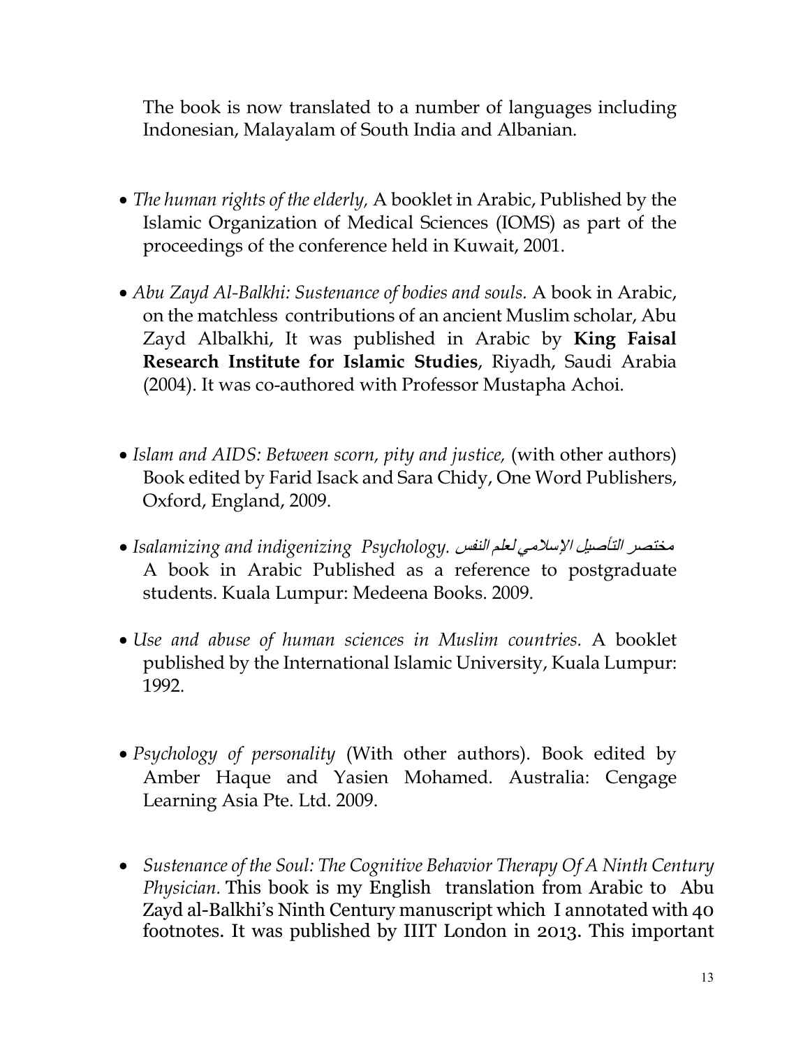The book is now translated to a number of languages including Indonesian, Malayalam of South India and Albanian.

- *The human rights of the elderly,* A booklet in Arabic, Published by the Islamic Organization of Medical Sciences (IOMS) as part of the proceedings of the conference held in Kuwait, 2001.

- *Abu Zayd Al-Balkhi: Sustenance of bodies and souls.* A book in Arabic, on the matchless contributions of an ancient Muslim scholar, Abu Zayd Albalkhi, It was published in Arabic by **King Faisal Research Institute for Islamic Studies**, Riyadh, Saudi Arabia (2004). It was co-authored with Professor Mustapha Achoi.

- *Islam and AIDS: Between scorn, pity and justice,* (with other authors) Book edited by Farid Isack and Sara Chidy, One Word Publishers, Oxford, England, 2009.

- *Isalamizing and indigenizing Psychology.* *مختصر التأصيل الإسلامي لعلم النفس* A book in Arabic Published as a reference to postgraduate students. Kuala Lumpur: Medeena Books. 2009.

- *Use and abuse of human sciences in Muslim countries.* A booklet published by the International Islamic University, Kuala Lumpur: 1992.

- *Psychology of personality* (With other authors). Book edited by Amber Haque and Yasien Mohamed. Australia: Cengage Learning Asia Pte. Ltd. 2009.

- *Sustenance of the Soul: The Cognitive Behavior Therapy Of A Ninth Century Physician.* This book is my English translation from Arabic to Abu Zayd al-Balkhi's Ninth Century manuscript which I annotated with 40 footnotes. It was published by IIIT London in 2013. This important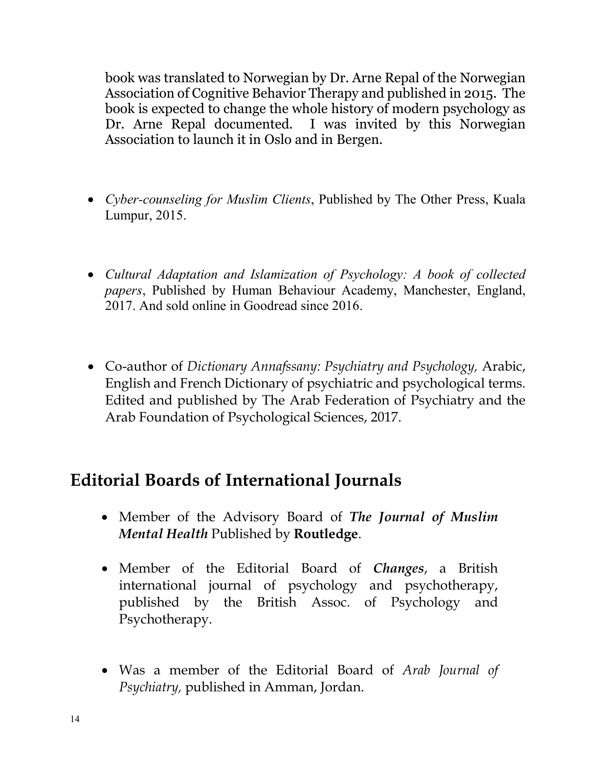book was translated to Norwegian by Dr. Arne Repal of the Norwegian Association of Cognitive Behavior Therapy and published in 2015. The book is expected to change the whole history of modern psychology as Dr. Arne Repal documented. I was invited by this Norwegian Association to launch it in Oslo and in Bergen.

- *Cyber-counseling for Muslim Clients*, Published by The Other Press, Kuala Lumpur, 2015.

- *Cultural Adaptation and Islamization of Psychology: A book of collected papers*, Published by Human Behaviour Academy, Manchester, England, 2017. And sold online in Goodread since 2016.

- Co-author of *Dictionary Annafssany: Psychiatry and Psychology,* Arabic, English and French Dictionary of psychiatric and psychological terms. Edited and published by The Arab Federation of Psychiatry and the Arab Foundation of Psychological Sciences, 2017.

## Editorial Boards of International Journals

- Member of the Advisory Board of ***The Journal of Muslim Mental Health*** Published by **Routledge**.

- Member of the Editorial Board of ***Changes***, a British international journal of psychology and psychotherapy, published by the British Assoc. of Psychology and Psychotherapy.

- Was a member of the Editorial Board of *Arab Journal of Psychiatry,* published in Amman, Jordan.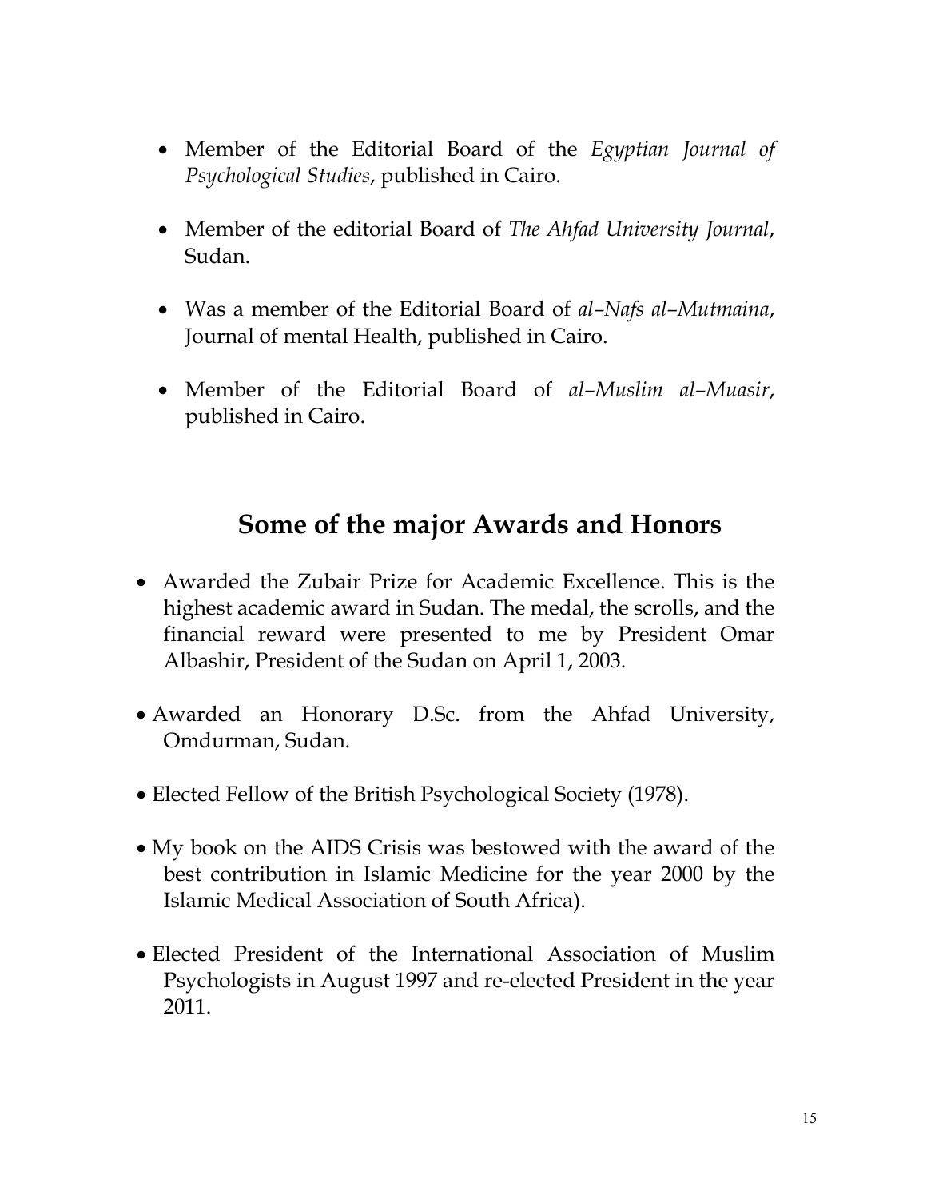- Member of the Editorial Board of the *Egyptian Journal of Psychological Studies*, published in Cairo.

- Member of the editorial Board of *The Ahfad University Journal*, Sudan.

- Was a member of the Editorial Board of *al–Nafs al–Mutmaina*, Journal of mental Health, published in Cairo.

- Member of the Editorial Board of *al–Muslim al–Muasir*, published in Cairo.

## Some of the major Awards and Honors

- Awarded the Zubair Prize for Academic Excellence. This is the highest academic award in Sudan. The medal, the scrolls, and the financial reward were presented to me by President Omar Albashir, President of the Sudan on April 1, 2003.

- Awarded an Honorary D.Sc. from the Ahfad University, Omdurman, Sudan.

- Elected Fellow of the British Psychological Society (1978).

- My book on the AIDS Crisis was bestowed with the award of the best contribution in Islamic Medicine for the year 2000 by the Islamic Medical Association of South Africa).

- Elected President of the International Association of Muslim Psychologists in August 1997 and re-elected President in the year 2011.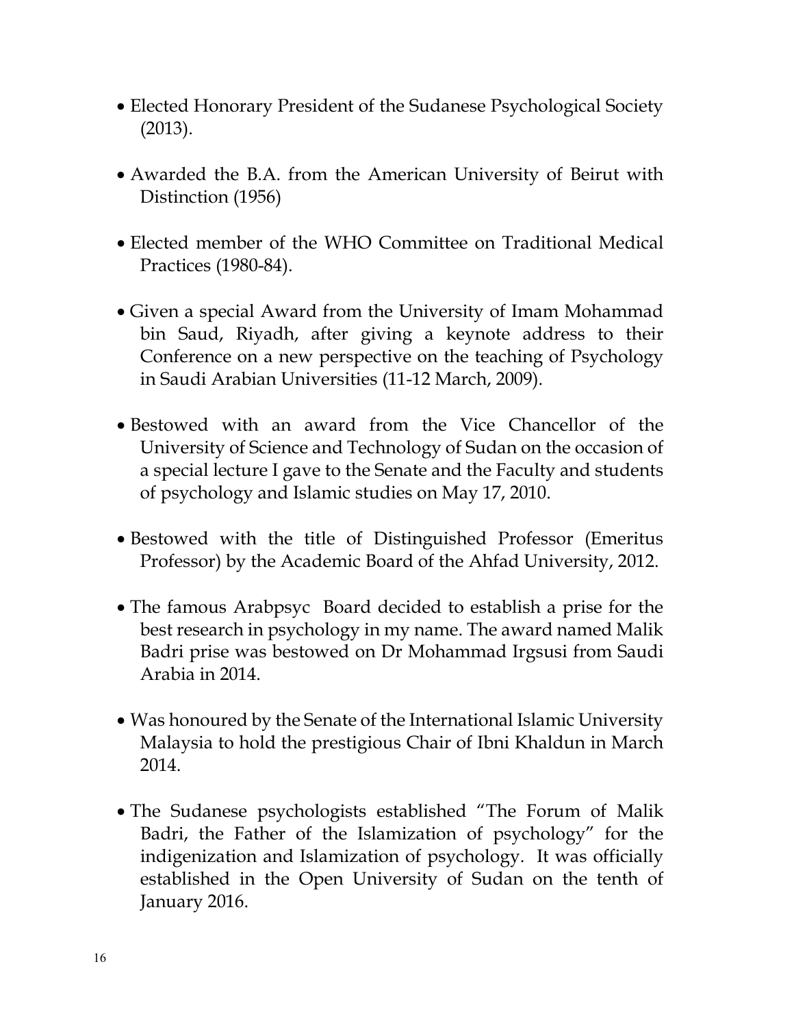- Elected Honorary President of the Sudanese Psychological Society (2013).

- Awarded the B.A. from the American University of Beirut with Distinction (1956)

- Elected member of the WHO Committee on Traditional Medical Practices (1980-84).

- Given a special Award from the University of Imam Mohammad bin Saud, Riyadh, after giving a keynote address to their Conference on a new perspective on the teaching of Psychology in Saudi Arabian Universities (11-12 March, 2009).

- Bestowed with an award from the Vice Chancellor of the University of Science and Technology of Sudan on the occasion of a special lecture I gave to the Senate and the Faculty and students of psychology and Islamic studies on May 17, 2010.

- Bestowed with the title of Distinguished Professor (Emeritus Professor) by the Academic Board of the Ahfad University, 2012.

- The famous Arabpsyc Board decided to establish a prise for the best research in psychology in my name. The award named Malik Badri prise was bestowed on Dr Mohammad Irgsusi from Saudi Arabia in 2014.

- Was honoured by the Senate of the International Islamic University Malaysia to hold the prestigious Chair of Ibni Khaldun in March 2014.

- The Sudanese psychologists established "The Forum of Malik Badri, the Father of the Islamization of psychology" for the indigenization and Islamization of psychology. It was officially established in the Open University of Sudan on the tenth of January 2016.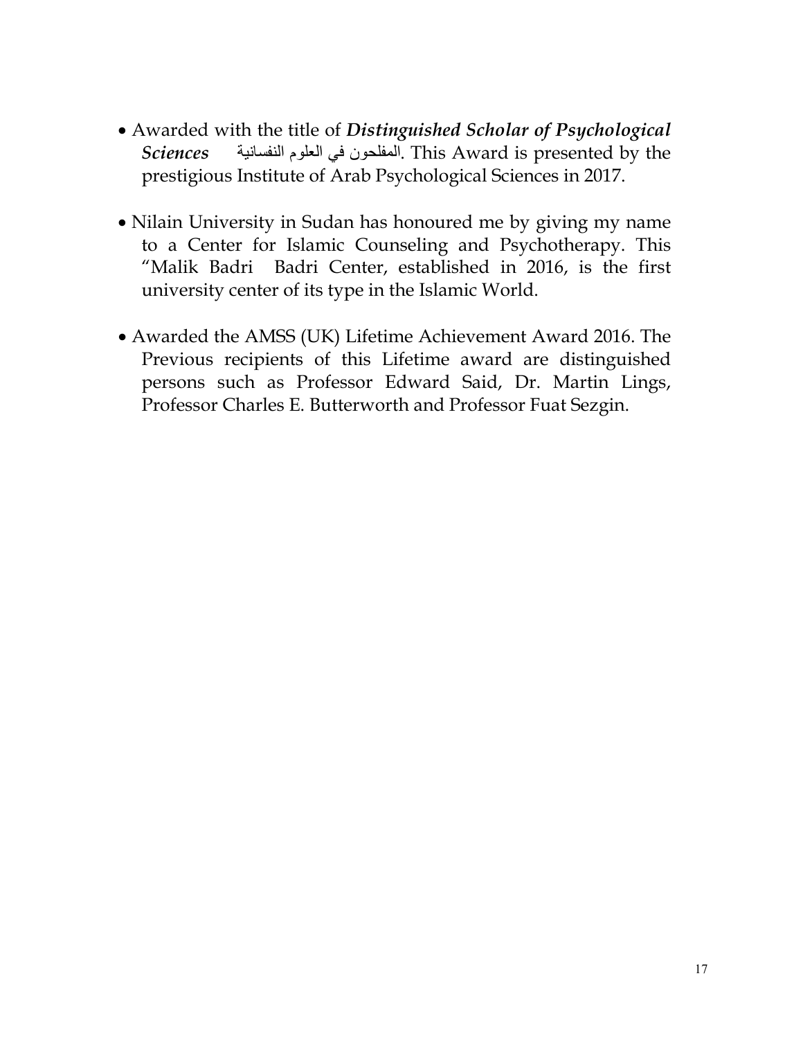- Awarded with the title of ***Distinguished Scholar of Psychological Sciences*** المفلحون في العلوم النفسانية. This Award is presented by the prestigious Institute of Arab Psychological Sciences in 2017.

- Nilain University in Sudan has honoured me by giving my name to a Center for Islamic Counseling and Psychotherapy. This "Malik Badri Badri Center, established in 2016, is the first university center of its type in the Islamic World.

- Awarded the AMSS (UK) Lifetime Achievement Award 2016. The Previous recipients of this Lifetime award are distinguished persons such as Professor Edward Said, Dr. Martin Lings, Professor Charles E. Butterworth and Professor Fuat Sezgin.